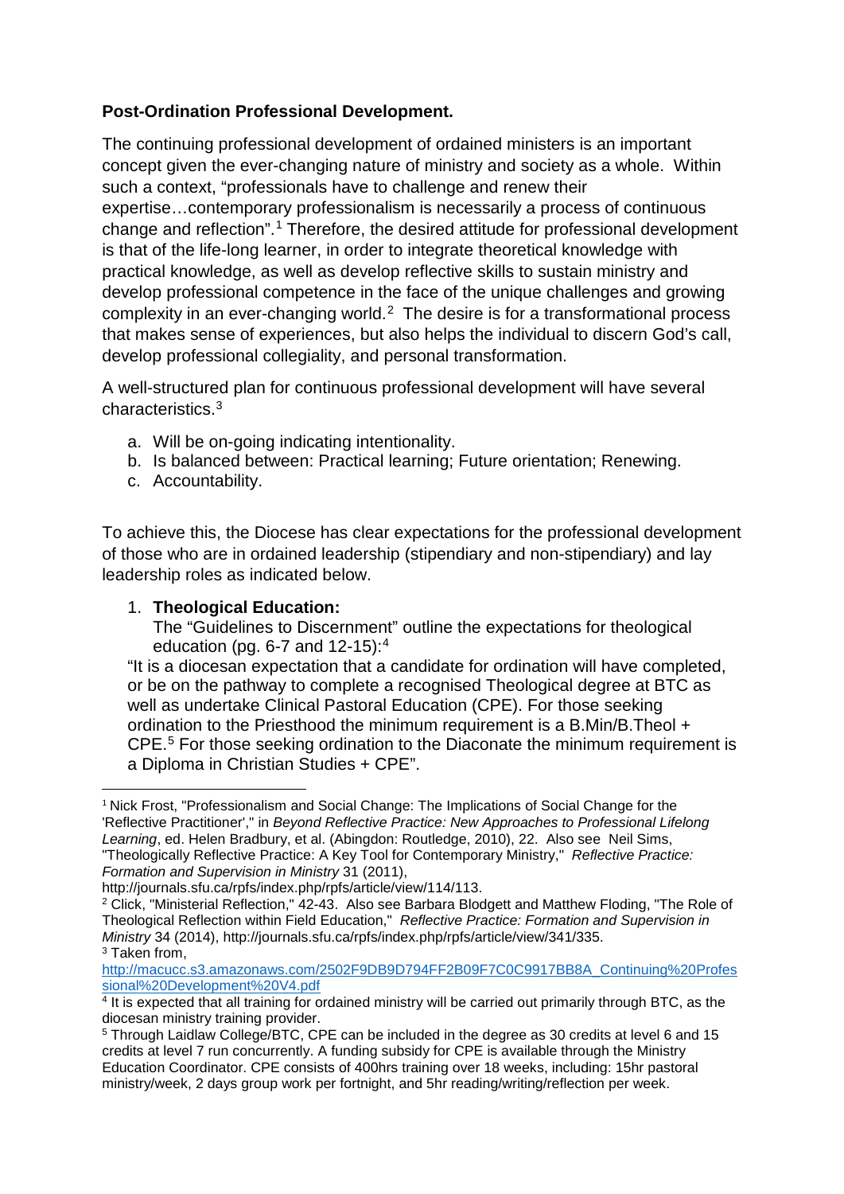**Post-Ordination Professional Development.**

The continuing professional development of ordained ministers is an important concept given the ever-changing nature of ministry and society as a whole. Within such a context, "professionals have to challenge and renew their expertise…contemporary professionalism is necessarily a process of continuous change and reflection".[1] Therefore, the desired attitude for professional development is that of the life-long learner, in order to integrate theoretical knowledge with practical knowledge, as well as develop reflective skills to sustain ministry and develop professional competence in the face of the unique challenges and growing complexity in an ever-changing world.[2] The desire is for a transformational process that makes sense of experiences, but also helps the individual to discern God's call, develop professional collegiality, and personal transformation.

A well-structured plan for continuous professional development will have several characteristics.[3]

a. Will be on-going indicating intentionality.
b. Is balanced between: Practical learning; Future orientation; Renewing.
c. Accountability.

To achieve this, the Diocese has clear expectations for the professional development of those who are in ordained leadership (stipendiary and non-stipendiary) and lay leadership roles as indicated below.

1. **Theological Education:**
   The "Guidelines to Discernment" outline the expectations for theological education (pg. 6-7 and 12-15):[4]
   "It is a diocesan expectation that a candidate for ordination will have completed, or be on the pathway to complete a recognised Theological degree at BTC as well as undertake Clinical Pastoral Education (CPE). For those seeking ordination to the Priesthood the minimum requirement is a B.Min/B.Theol + CPE.[5] For those seeking ordination to the Diaconate the minimum requirement is a Diploma in Christian Studies + CPE".

---

[1] Nick Frost, "Professionalism and Social Change: The Implications of Social Change for the 'Reflective Practitioner'," in *Beyond Reflective Practice: New Approaches to Professional Lifelong Learning*, ed. Helen Bradbury, et al. (Abingdon: Routledge, 2010), 22. Also see Neil Sims, "Theologically Reflective Practice: A Key Tool for Contemporary Ministry," *Reflective Practice: Formation and Supervision in Ministry* 31 (2011), http://journals.sfu.ca/rpfs/index.php/rpfs/article/view/114/113.

[2] Click, "Ministerial Reflection," 42-43. Also see Barbara Blodgett and Matthew Floding, "The Role of Theological Reflection within Field Education," *Reflective Practice: Formation and Supervision in Ministry* 34 (2014), http://journals.sfu.ca/rpfs/index.php/rpfs/article/view/341/335.

[3] Taken from, http://macucc.s3.amazonaws.com/2502F9DB9D794FF2B09F7C0C9917BB8A_Continuing%20Professional%20Development%20V4.pdf

[4] It is expected that all training for ordained ministry will be carried out primarily through BTC, as the diocesan ministry training provider.

[5] Through Laidlaw College/BTC, CPE can be included in the degree as 30 credits at level 6 and 15 credits at level 7 run concurrently. A funding subsidy for CPE is available through the Ministry Education Coordinator. CPE consists of 400hrs training over 18 weeks, including: 15hr pastoral ministry/week, 2 days group work per fortnight, and 5hr reading/writing/reflection per week.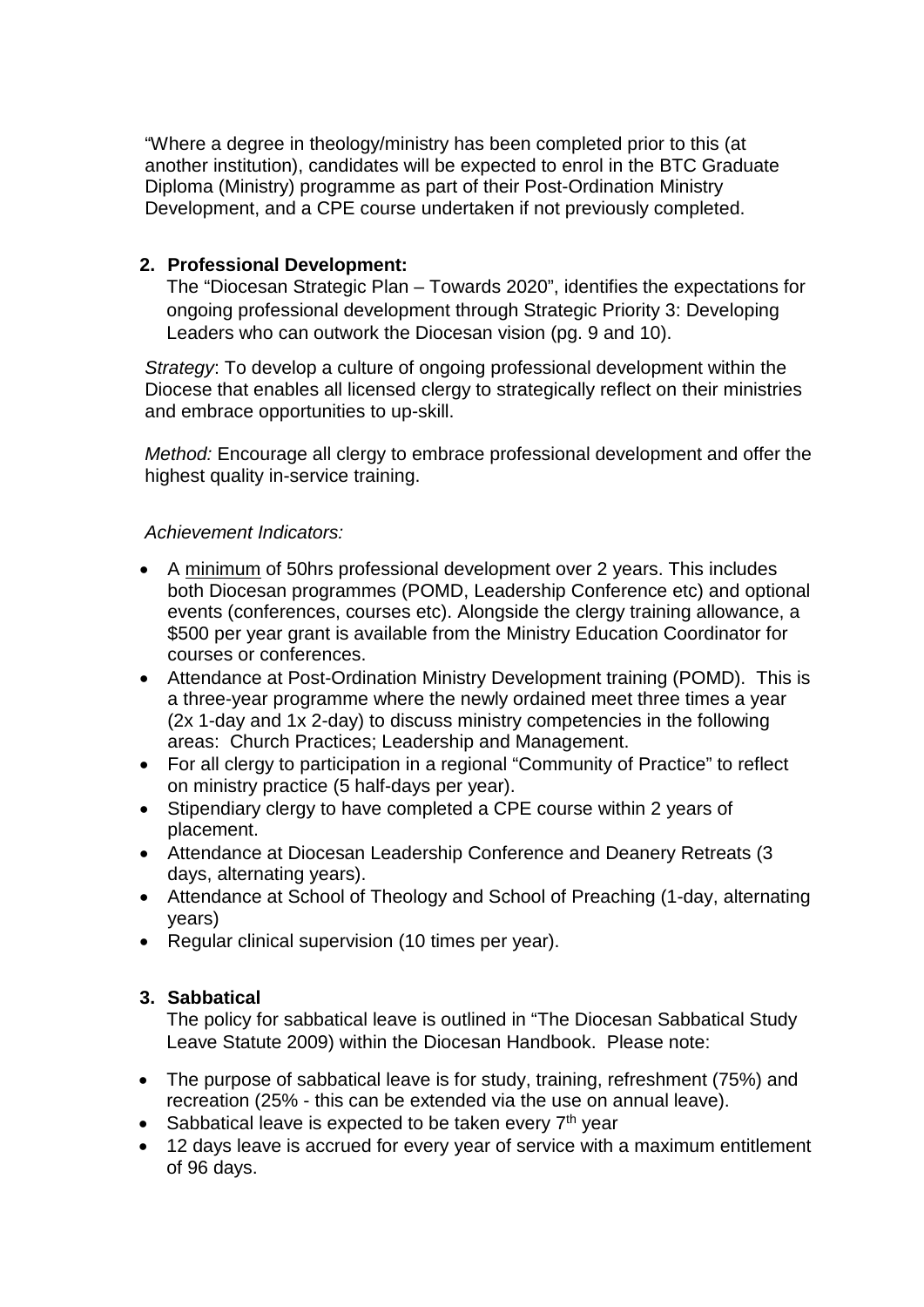"Where a degree in theology/ministry has been completed prior to this (at another institution), candidates will be expected to enrol in the BTC Graduate Diploma (Ministry) programme as part of their Post-Ordination Ministry Development, and a CPE course undertaken if not previously completed.

2. **Professional Development:**

   The "Diocesan Strategic Plan – Towards 2020", identifies the expectations for ongoing professional development through Strategic Priority 3: Developing Leaders who can outwork the Diocesan vision (pg. 9 and 10).

*Strategy*: To develop a culture of ongoing professional development within the Diocese that enables all licensed clergy to strategically reflect on their ministries and embrace opportunities to up-skill.

*Method:* Encourage all clergy to embrace professional development and offer the highest quality in-service training.

*Achievement Indicators:*

- A <u>minimum</u> of 50hrs professional development over 2 years. This includes both Diocesan programmes (POMD, Leadership Conference etc) and optional events (conferences, courses etc). Alongside the clergy training allowance, a $500 per year grant is available from the Ministry Education Coordinator for courses or conferences.
- Attendance at Post-Ordination Ministry Development training (POMD). This is a three-year programme where the newly ordained meet three times a year (2x 1-day and 1x 2-day) to discuss ministry competencies in the following areas: Church Practices; Leadership and Management.
- For all clergy to participation in a regional "Community of Practice" to reflect on ministry practice (5 half-days per year).
- Stipendiary clergy to have completed a CPE course within 2 years of placement.
- Attendance at Diocesan Leadership Conference and Deanery Retreats (3 days, alternating years).
- Attendance at School of Theology and School of Preaching (1-day, alternating years)
- Regular clinical supervision (10 times per year).

3. **Sabbatical**

   The policy for sabbatical leave is outlined in "The Diocesan Sabbatical Study Leave Statute 2009) within the Diocesan Handbook. Please note:

- The purpose of sabbatical leave is for study, training, refreshment (75%) and recreation (25% - this can be extended via the use on annual leave).
- Sabbatical leave is expected to be taken every 7th year
- 12 days leave is accrued for every year of service with a maximum entitlement of 96 days.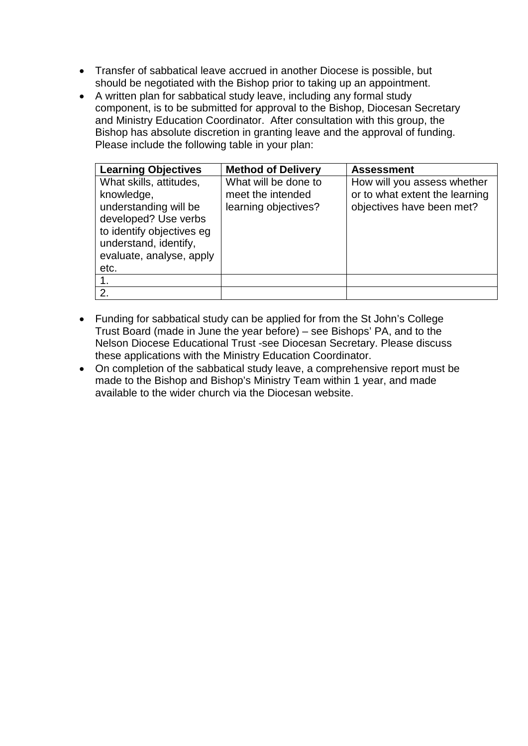- Transfer of sabbatical leave accrued in another Diocese is possible, but should be negotiated with the Bishop prior to taking up an appointment.
- A written plan for sabbatical study leave, including any formal study component, is to be submitted for approval to the Bishop, Diocesan Secretary and Ministry Education Coordinator. After consultation with this group, the Bishop has absolute discretion in granting leave and the approval of funding. Please include the following table in your plan:

| **Learning Objectives** | **Method of Delivery** | **Assessment** |
|---|---|---|
| What skills, attitudes, knowledge, understanding will be developed? Use verbs to identify objectives eg understand, identify, evaluate, analyse, apply etc. | What will be done to meet the intended learning objectives? | How will you assess whether or to what extent the learning objectives have been met? |
| 1. | | |
| 2. | | |

- Funding for sabbatical study can be applied for from the St John's College Trust Board (made in June the year before) – see Bishops' PA, and to the Nelson Diocese Educational Trust -see Diocesan Secretary. Please discuss these applications with the Ministry Education Coordinator.
- On completion of the sabbatical study leave, a comprehensive report must be made to the Bishop and Bishop's Ministry Team within 1 year, and made available to the wider church via the Diocesan website.